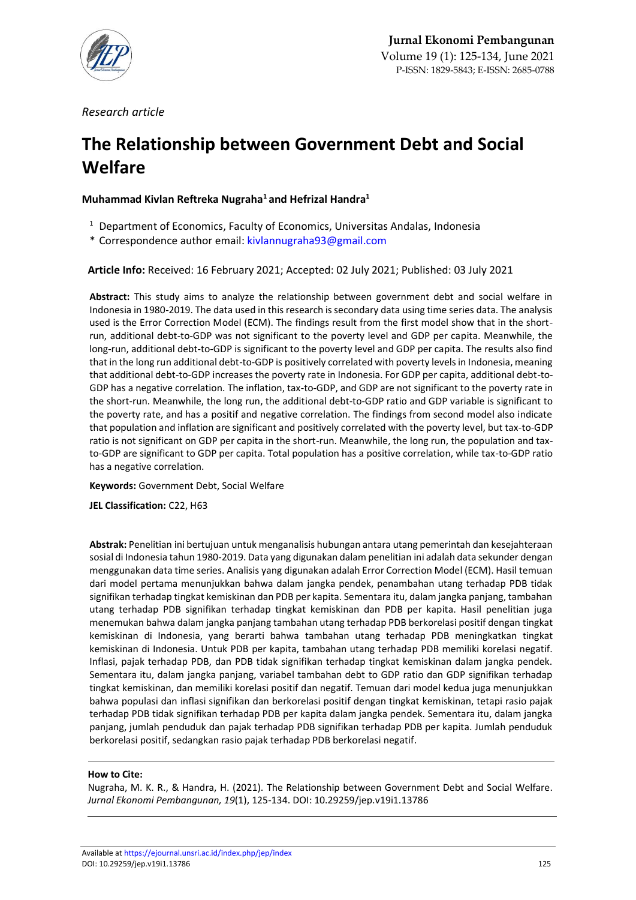Research article

# The Relationship between Government Debt and Social Welfare

**Muhammad Kivlan Reftreka Nugraha[1] and Hefrizal Handra[1]**

[1] Department of Economics, Faculty of Economics, Universitas Andalas, Indonesia
* Correspondence author email: kivlannugraha93@gmail.com

**Article Info:** Received: 16 February 2021; Accepted: 02 July 2021; Published: 03 July 2021

**Abstract:** This study aims to analyze the relationship between government debt and social welfare in Indonesia in 1980-2019. The data used in this research is secondary data using time series data. The analysis used is the Error Correction Model (ECM). The findings result from the first model show that in the short-run, additional debt-to-GDP was not significant to the poverty level and GDP per capita. Meanwhile, the long-run, additional debt-to-GDP is significant to the poverty level and GDP per capita. The results also find that in the long run additional debt-to-GDP is positively correlated with poverty levels in Indonesia, meaning that additional debt-to-GDP increases the poverty rate in Indonesia. For GDP per capita, additional debt-to-GDP has a negative correlation. The inflation, tax-to-GDP, and GDP are not significant to the poverty rate in the short-run. Meanwhile, the long run, the additional debt-to-GDP ratio and GDP variable is significant to the poverty rate, and has a positif and negative correlation. The findings from second model also indicate that population and inflation are significant and positively correlated with the poverty level, but tax-to-GDP ratio is not significant on GDP per capita in the short-run. Meanwhile, the long run, the population and tax-to-GDP are significant to GDP per capita. Total population has a positive correlation, while tax-to-GDP ratio has a negative correlation.

**Keywords:** Government Debt, Social Welfare

**JEL Classification:** C22, H63

**Abstrak:** Penelitian ini bertujuan untuk menganalisis hubungan antara utang pemerintah dan kesejahteraan sosial di Indonesia tahun 1980-2019. Data yang digunakan dalam penelitian ini adalah data sekunder dengan menggunakan data time series. Analisis yang digunakan adalah Error Correction Model (ECM). Hasil temuan dari model pertama menunjukkan bahwa dalam jangka pendek, penambahan utang terhadap PDB tidak signifikan terhadap tingkat kemiskinan dan PDB per kapita. Sementara itu, dalam jangka panjang, tambahan utang terhadap PDB signifikan terhadap tingkat kemiskinan dan PDB per kapita. Hasil penelitian juga menemukan bahwa dalam jangka panjang tambahan utang terhadap PDB berkorelasi positif dengan tingkat kemiskinan di Indonesia, yang berarti bahwa tambahan utang terhadap PDB meningkatkan tingkat kemiskinan di Indonesia. Untuk PDB per kapita, tambahan utang terhadap PDB memiliki korelasi negatif. Inflasi, pajak terhadap PDB, dan PDB tidak signifikan terhadap tingkat kemiskinan dalam jangka pendek. Sementara itu, dalam jangka panjang, variabel tambahan debt to GDP ratio dan GDP signifikan terhadap tingkat kemiskinan, dan memiliki korelasi positif dan negatif. Temuan dari model kedua juga menunjukkan bahwa populasi dan inflasi signifikan dan berkorelasi positif dengan tingkat kemiskinan, tetapi rasio pajak terhadap PDB tidak signifikan terhadap PDB per kapita dalam jangka pendek. Sementara itu, dalam jangka panjang, jumlah penduduk dan pajak terhadap PDB signifikan terhadap PDB per kapita. Jumlah penduduk berkorelasi positif, sedangkan rasio pajak terhadap PDB berkorelasi negatif.

**How to Cite:**
Nugraha, M. K. R., & Handra, H. (2021). The Relationship between Government Debt and Social Welfare. *Jurnal Ekonomi Pembangunan, 19*(1), 125-134. DOI: 10.29259/jep.v19i1.13786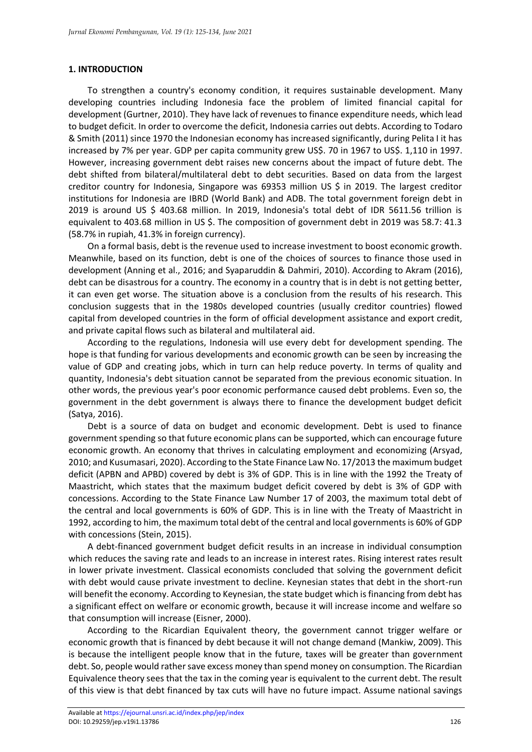## 1. INTRODUCTION

To strengthen a country's economy condition, it requires sustainable development. Many developing countries including Indonesia face the problem of limited financial capital for development (Gurtner, 2010). They have lack of revenues to finance expenditure needs, which lead to budget deficit. In order to overcome the deficit, Indonesia carries out debts. According to Todaro & Smith (2011) since 1970 the Indonesian economy has increased significantly, during Pelita I it has increased by 7% per year. GDP per capita community grew US$. 70 in 1967 to US$. 1,110 in 1997. However, increasing government debt raises new concerns about the impact of future debt. The debt shifted from bilateral/multilateral debt to debt securities. Based on data from the largest creditor country for Indonesia, Singapore was 69353 million US $ in 2019. The largest creditor institutions for Indonesia are IBRD (World Bank) and ADB. The total government foreign debt in 2019 is around US $ 403.68 million. In 2019, Indonesia's total debt of IDR 5611.56 trillion is equivalent to 403.68 million in US $. The composition of government debt in 2019 was 58.7: 41.3 (58.7% in rupiah, 41.3% in foreign currency).

On a formal basis, debt is the revenue used to increase investment to boost economic growth. Meanwhile, based on its function, debt is one of the choices of sources to finance those used in development (Anning et al., 2016; and Syaparuddin & Dahmiri, 2010). According to Akram (2016), debt can be disastrous for a country. The economy in a country that is in debt is not getting better, it can even get worse. The situation above is a conclusion from the results of his research. This conclusion suggests that in the 1980s developed countries (usually creditor countries) flowed capital from developed countries in the form of official development assistance and export credit, and private capital flows such as bilateral and multilateral aid.

According to the regulations, Indonesia will use every debt for development spending. The hope is that funding for various developments and economic growth can be seen by increasing the value of GDP and creating jobs, which in turn can help reduce poverty. In terms of quality and quantity, Indonesia's debt situation cannot be separated from the previous economic situation. In other words, the previous year's poor economic performance caused debt problems. Even so, the government in the debt government is always there to finance the development budget deficit (Satya, 2016).

Debt is a source of data on budget and economic development. Debt is used to finance government spending so that future economic plans can be supported, which can encourage future economic growth. An economy that thrives in calculating employment and economizing (Arsyad, 2010; and Kusumasari, 2020). According to the State Finance Law No. 17/2013 the maximum budget deficit (APBN and APBD) covered by debt is 3% of GDP. This is in line with the 1992 the Treaty of Maastricht, which states that the maximum budget deficit covered by debt is 3% of GDP with concessions. According to the State Finance Law Number 17 of 2003, the maximum total debt of the central and local governments is 60% of GDP. This is in line with the Treaty of Maastricht in 1992, according to him, the maximum total debt of the central and local governments is 60% of GDP with concessions (Stein, 2015).

A debt-financed government budget deficit results in an increase in individual consumption which reduces the saving rate and leads to an increase in interest rates. Rising interest rates result in lower private investment. Classical economists concluded that solving the government deficit with debt would cause private investment to decline. Keynesian states that debt in the short-run will benefit the economy. According to Keynesian, the state budget which is financing from debt has a significant effect on welfare or economic growth, because it will increase income and welfare so that consumption will increase (Eisner, 2000).

According to the Ricardian Equivalent theory, the government cannot trigger welfare or economic growth that is financed by debt because it will not change demand (Mankiw, 2009). This is because the intelligent people know that in the future, taxes will be greater than government debt. So, people would rather save excess money than spend money on consumption. The Ricardian Equivalence theory sees that the tax in the coming year is equivalent to the current debt. The result of this view is that debt financed by tax cuts will have no future impact. Assume national savings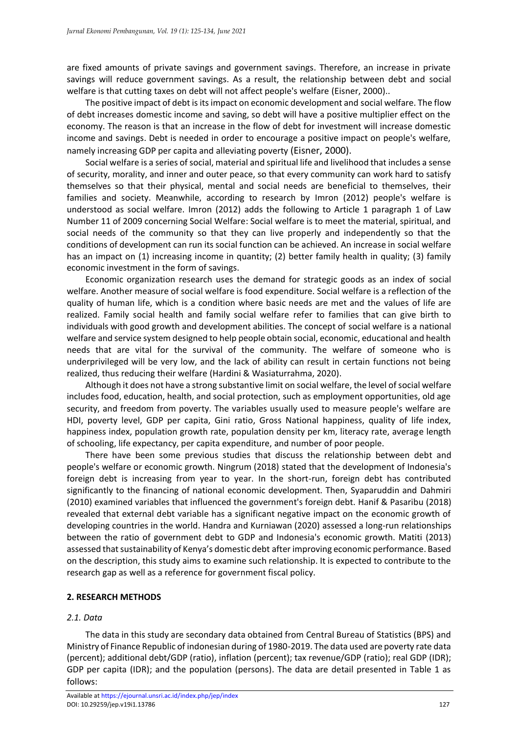are fixed amounts of private savings and government savings. Therefore, an increase in private savings will reduce government savings. As a result, the relationship between debt and social welfare is that cutting taxes on debt will not affect people's welfare (Eisner, 2000)..

The positive impact of debt is its impact on economic development and social welfare. The flow of debt increases domestic income and saving, so debt will have a positive multiplier effect on the economy. The reason is that an increase in the flow of debt for investment will increase domestic income and savings. Debt is needed in order to encourage a positive impact on people's welfare, namely increasing GDP per capita and alleviating poverty (Eisner, 2000).

Social welfare is a series of social, material and spiritual life and livelihood that includes a sense of security, morality, and inner and outer peace, so that every community can work hard to satisfy themselves so that their physical, mental and social needs are beneficial to themselves, their families and society. Meanwhile, according to research by Imron (2012) people's welfare is understood as social welfare. Imron (2012) adds the following to Article 1 paragraph 1 of Law Number 11 of 2009 concerning Social Welfare: Social welfare is to meet the material, spiritual, and social needs of the community so that they can live properly and independently so that the conditions of development can run its social function can be achieved. An increase in social welfare has an impact on (1) increasing income in quantity; (2) better family health in quality; (3) family economic investment in the form of savings.

Economic organization research uses the demand for strategic goods as an index of social welfare. Another measure of social welfare is food expenditure. Social welfare is a reflection of the quality of human life, which is a condition where basic needs are met and the values of life are realized. Family social health and family social welfare refer to families that can give birth to individuals with good growth and development abilities. The concept of social welfare is a national welfare and service system designed to help people obtain social, economic, educational and health needs that are vital for the survival of the community. The welfare of someone who is underprivileged will be very low, and the lack of ability can result in certain functions not being realized, thus reducing their welfare (Hardini & Wasiaturrahma, 2020).

Although it does not have a strong substantive limit on social welfare, the level of social welfare includes food, education, health, and social protection, such as employment opportunities, old age security, and freedom from poverty. The variables usually used to measure people's welfare are HDI, poverty level, GDP per capita, Gini ratio, Gross National happiness, quality of life index, happiness index, population growth rate, population density per km, literacy rate, average length of schooling, life expectancy, per capita expenditure, and number of poor people.

There have been some previous studies that discuss the relationship between debt and people's welfare or economic growth. Ningrum (2018) stated that the development of Indonesia's foreign debt is increasing from year to year. In the short-run, foreign debt has contributed significantly to the financing of national economic development. Then, Syaparuddin and Dahmiri (2010) examined variables that influenced the government's foreign debt. Hanif & Pasaribu (2018) revealed that external debt variable has a significant negative impact on the economic growth of developing countries in the world. Handra and Kurniawan (2020) assessed a long-run relationships between the ratio of government debt to GDP and Indonesia's economic growth. Matiti (2013) assessed that sustainability of Kenya's domestic debt after improving economic performance. Based on the description, this study aims to examine such relationship. It is expected to contribute to the research gap as well as a reference for government fiscal policy.

## 2. RESEARCH METHODS

### *2.1. Data*

The data in this study are secondary data obtained from Central Bureau of Statistics (BPS) and Ministry of Finance Republic of indonesian during of 1980-2019. The data used are poverty rate data (percent); additional debt/GDP (ratio), inflation (percent); tax revenue/GDP (ratio); real GDP (IDR); GDP per capita (IDR); and the population (persons). The data are detail presented in Table 1 as follows: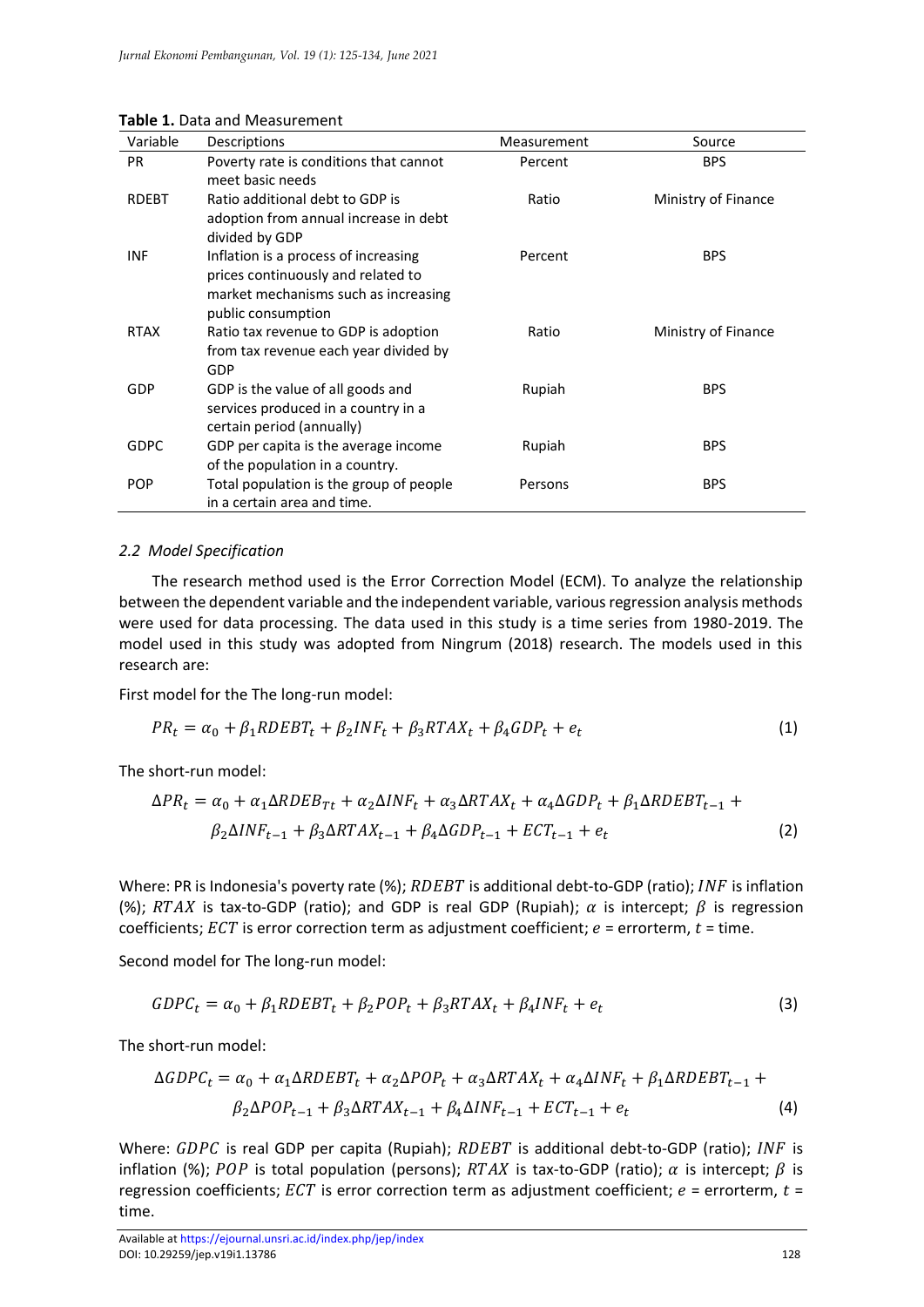**Table 1.** Data and Measurement

| Variable | Descriptions | Measurement | Source |
|---|---|---|---|
| PR | Poverty rate is conditions that cannot meet basic needs | Percent | BPS |
| RDEBT | Ratio additional debt to GDP is adoption from annual increase in debt divided by GDP | Ratio | Ministry of Finance |
| INF | Inflation is a process of increasing prices continuously and related to market mechanisms such as increasing public consumption | Percent | BPS |
| RTAX | Ratio tax revenue to GDP is adoption from tax revenue each year divided by GDP | Ratio | Ministry of Finance |
| GDP | GDP is the value of all goods and services produced in a country in a certain period (annually) | Rupiah | BPS |
| GDPC | GDP per capita is the average income of the population in a country. | Rupiah | BPS |
| POP | Total population is the group of people in a certain area and time. | Persons | BPS |

### *2.2 Model Specification*

The research method used is the Error Correction Model (ECM). To analyze the relationship between the dependent variable and the independent variable, various regression analysis methods were used for data processing. The data used in this study is a time series from 1980-2019. The model used in this study was adopted from Ningrum (2018) research. The models used in this research are:

First model for the The long-run model:

$$PR_t = \alpha_0 + \beta_1 RDEBT_t + \beta_2 INF_t + \beta_3 RTAX_t + \beta_4 GDP_t + e_t \tag{1}$$

The short-run model:

$$\Delta PR_t = \alpha_0 + \alpha_1 \Delta RDEB_{Tt} + \alpha_2 \Delta INF_t + \alpha_3 \Delta RTAX_t + \alpha_4 \Delta GDP_t + \beta_1 \Delta RDEBT_{t-1} + \beta_2 \Delta INF_{t-1} + \beta_3 \Delta RTAX_{t-1} + \beta_4 \Delta GDP_{t-1} + ECT_{t-1} + e_t \tag{2}$$

Where: PR is Indonesia's poverty rate (%); $RDEBT$ is additional debt-to-GDP (ratio); $INF$ is inflation (%); $RTAX$ is tax-to-GDP (ratio); and GDP is real GDP (Rupiah); $\alpha$ is intercept; $\beta$ is regression coefficients; $ECT$ is error correction term as adjustment coefficient; $e$ = errorterm, $t$ = time.

Second model for The long-run model:

$$GDPC_t = \alpha_0 + \beta_1 RDEBT_t + \beta_2 POP_t + \beta_3 RTAX_t + \beta_4 INF_t + e_t \tag{3}$$

The short-run model:

$$\Delta GDPC_t = \alpha_0 + \alpha_1 \Delta RDEBT_t + \alpha_2 \Delta POP_t + \alpha_3 \Delta RTAX_t + \alpha_4 \Delta INF_t + \beta_1 \Delta RDEBT_{t-1} + \beta_2 \Delta POP_{t-1} + \beta_3 \Delta RTAX_{t-1} + \beta_4 \Delta INF_{t-1} + ECT_{t-1} + e_t \tag{4}$$

Where: $GDPC$ is real GDP per capita (Rupiah); $RDEBT$ is additional debt-to-GDP (ratio); $INF$ is inflation (%); $POP$ is total population (persons); $RTAX$ is tax-to-GDP (ratio); $\alpha$ is intercept; $\beta$ is regression coefficients; $ECT$ is error correction term as adjustment coefficient; $e$ = errorterm, $t$ = time.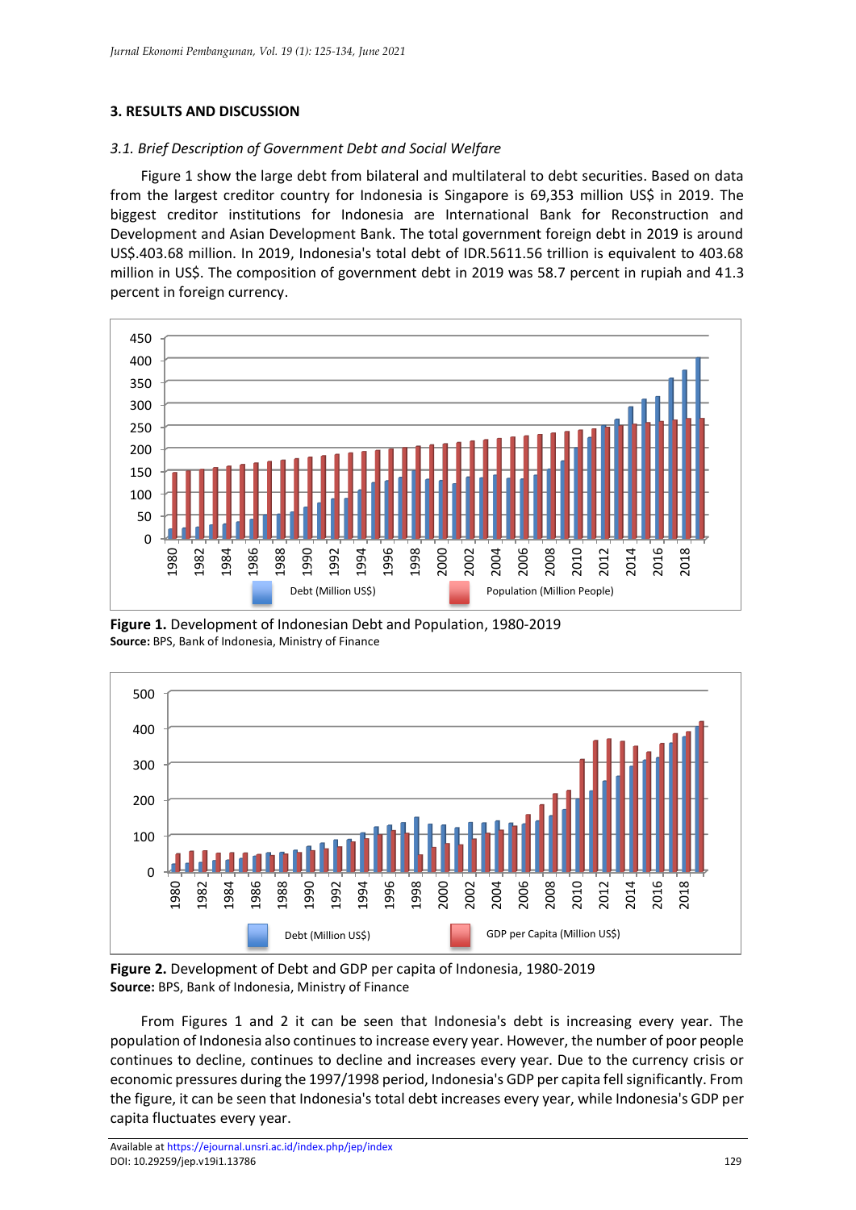## 3. RESULTS AND DISCUSSION

### *3.1. Brief Description of Government Debt and Social Welfare*

Figure 1 show the large debt from bilateral and multilateral to debt securities. Based on data from the largest creditor country for Indonesia is Singapore is 69,353 million US$ in 2019. The biggest creditor institutions for Indonesia are International Bank for Reconstruction and Development and Asian Development Bank. The total government foreign debt in 2019 is around US$.403.68 million. In 2019, Indonesia's total debt of IDR.5611.56 trillion is equivalent to 403.68 million in US$. The composition of government debt in 2019 was 58.7 percent in rupiah and 41.3 percent in foreign currency.

**Figure 1.** Development of Indonesian Debt and Population, 1980-2019
**Source:** BPS, Bank of Indonesia, Ministry of Finance

**Figure 2.** Development of Debt and GDP per capita of Indonesia, 1980-2019
**Source:** BPS, Bank of Indonesia, Ministry of Finance

From Figures 1 and 2 it can be seen that Indonesia's debt is increasing every year. The population of Indonesia also continues to increase every year. However, the number of poor people continues to decline, continues to decline and increases every year. Due to the currency crisis or economic pressures during the 1997/1998 period, Indonesia's GDP per capita fell significantly. From the figure, it can be seen that Indonesia's total debt increases every year, while Indonesia's GDP per capita fluctuates every year.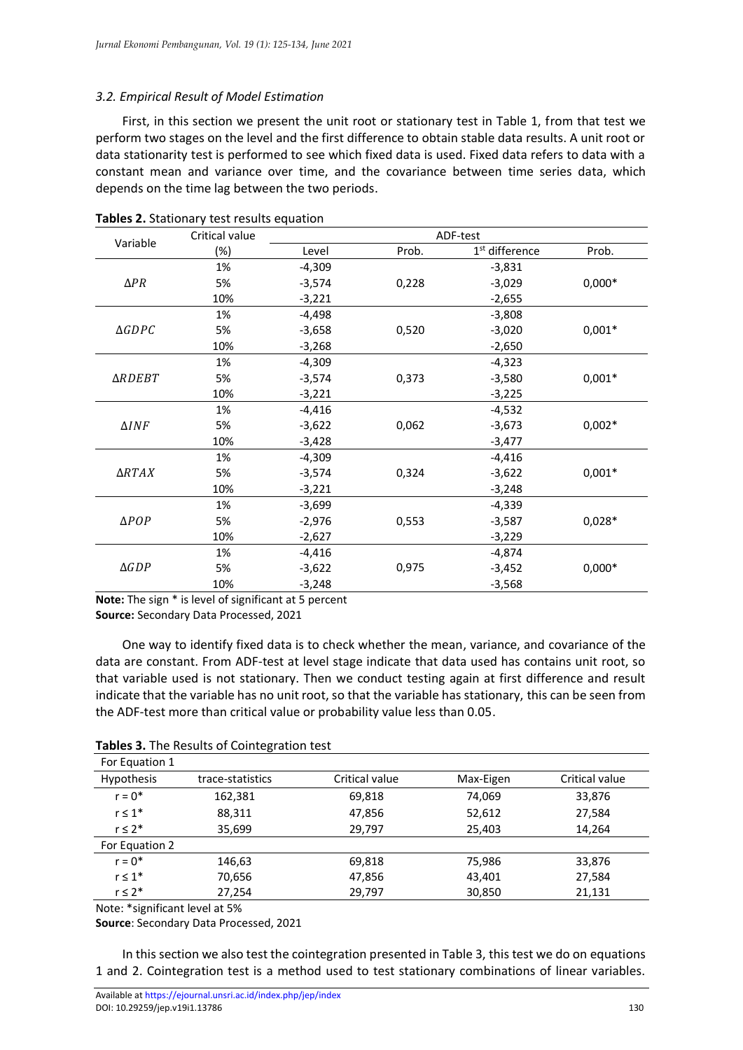### 3.2. Empirical Result of Model Estimation

First, in this section we present the unit root or stationary test in Table 1, from that test we perform two stages on the level and the first difference to obtain stable data results. A unit root or data stationarity test is performed to see which fixed data is used. Fixed data refers to data with a constant mean and variance over time, and the covariance between time series data, which depends on the time lag between the two periods.

**Tables 2.** Stationary test results equation

| Variable | Critical value | ADF-test | | | |
|---|---|---|---|---|---|
| | (%) | Level | Prob. | 1st difference | Prob. |
| $\Delta PR$ | 1% | -4,309 | 0,228 | -3,831 | 0,000* |
| | 5% | -3,574 | | -3,029 | |
| | 10% | -3,221 | | -2,655 | |
| $\Delta GDPC$ | 1% | -4,498 | 0,520 | -3,808 | 0,001* |
| | 5% | -3,658 | | -3,020 | |
| | 10% | -3,268 | | -2,650 | |
| $\Delta RDEBT$ | 1% | -4,309 | 0,373 | -4,323 | 0,001* |
| | 5% | -3,574 | | -3,580 | |
| | 10% | -3,221 | | -3,225 | |
| $\Delta INF$ | 1% | -4,416 | 0,062 | -4,532 | 0,002* |
| | 5% | -3,622 | | -3,673 | |
| | 10% | -3,428 | | -3,477 | |
| $\Delta RTAX$ | 1% | -4,309 | 0,324 | -4,416 | 0,001* |
| | 5% | -3,574 | | -3,622 | |
| | 10% | -3,221 | | -3,248 | |
| $\Delta POP$ | 1% | -3,699 | 0,553 | -4,339 | 0,028* |
| | 5% | -2,976 | | -3,587 | |
| | 10% | -2,627 | | -3,229 | |
| $\Delta GDP$ | 1% | -4,416 | 0,975 | -4,874 | 0,000* |
| | 5% | -3,622 | | -3,452 | |
| | 10% | -3,248 | | -3,568 | |

**Note:** The sign * is level of significant at 5 percent
**Source:** Secondary Data Processed, 2021

One way to identify fixed data is to check whether the mean, variance, and covariance of the data are constant. From ADF-test at level stage indicate that data used has contains unit root, so that variable used is not stationary. Then we conduct testing again at first difference and result indicate that the variable has no unit root, so that the variable has stationary, this can be seen from the ADF-test more than critical value or probability value less than 0.05.

**Tables 3.** The Results of Cointegration test

| Hypothesis | trace-statistics | Critical value | Max-Eigen | Critical value |
|---|---|---|---|---|
| **For Equation 1** | | | | |
| r = 0* | 162,381 | 69,818 | 74,069 | 33,876 |
| r ≤ 1* | 88,311 | 47,856 | 52,612 | 27,584 |
| r ≤ 2* | 35,699 | 29,797 | 25,403 | 14,264 |
| **For Equation 2** | | | | |
| r = 0* | 146,63 | 69,818 | 75,986 | 33,876 |
| r ≤ 1* | 70,656 | 47,856 | 43,401 | 27,584 |
| r ≤ 2* | 27,254 | 29,797 | 30,850 | 21,131 |

Note: *significant level at 5%
**Source**: Secondary Data Processed, 2021

In this section we also test the cointegration presented in Table 3, this test we do on equations 1 and 2. Cointegration test is a method used to test stationary combinations of linear variables.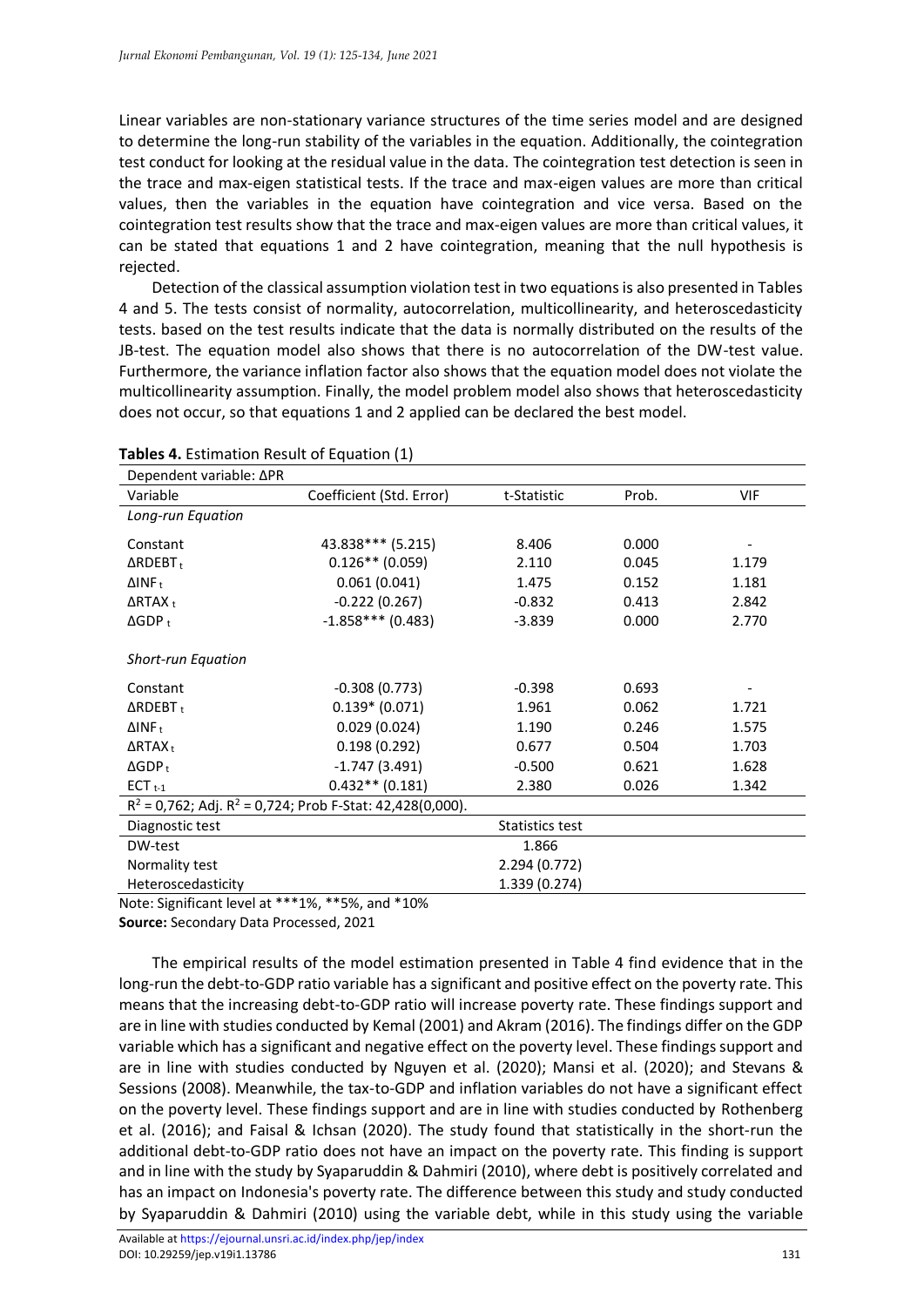Linear variables are non-stationary variance structures of the time series model and are designed to determine the long-run stability of the variables in the equation. Additionally, the cointegration test conduct for looking at the residual value in the data. The cointegration test detection is seen in the trace and max-eigen statistical tests. If the trace and max-eigen values are more than critical values, then the variables in the equation have cointegration and vice versa. Based on the cointegration test results show that the trace and max-eigen values are more than critical values, it can be stated that equations 1 and 2 have cointegration, meaning that the null hypothesis is rejected.

Detection of the classical assumption violation test in two equations is also presented in Tables 4 and 5. The tests consist of normality, autocorrelation, multicollinearity, and heteroscedasticity tests. based on the test results indicate that the data is normally distributed on the results of the JB-test. The equation model also shows that there is no autocorrelation of the DW-test value. Furthermore, the variance inflation factor also shows that the equation model does not violate the multicollinearity assumption. Finally, the model problem model also shows that heteroscedasticity does not occur, so that equations 1 and 2 applied can be declared the best model.

**Tables 4.** Estimation Result of Equation (1)

| Dependent variable: ΔPR | | | | |
|---|---|---|---|---|
| Variable | Coefficient (Std. Error) | t-Statistic | Prob. | VIF |
| *Long-run Equation* | | | | |
| Constant | 43.838*** (5.215) | 8.406 | 0.000 | - |
| $\Delta RDEBT_t$ | 0.126** (0.059) | 2.110 | 0.045 | 1.179 |
| $\Delta INF_t$ | 0.061 (0.041) | 1.475 | 0.152 | 1.181 |
| $\Delta RTAX_t$ | -0.222 (0.267) | -0.832 | 0.413 | 2.842 |
| $\Delta GDP_t$ | -1.858*** (0.483) | -3.839 | 0.000 | 2.770 |
| *Short-run Equation* | | | | |
| Constant | -0.308 (0.773) | -0.398 | 0.693 | - |
| $\Delta RDEBT_t$ | 0.139* (0.071) | 1.961 | 0.062 | 1.721 |
| $\Delta INF_t$ | 0.029 (0.024) | 1.190 | 0.246 | 1.575 |
| $\Delta RTAX_t$ | 0.198 (0.292) | 0.677 | 0.504 | 1.703 |
| $\Delta GDP_t$ | -1.747 (3.491) | -0.500 | 0.621 | 1.628 |
| $ECT_{t-1}$ | 0.432** (0.181) | 2.380 | 0.026 | 1.342 |
| $R^2$ = 0,762; Adj. $R^2$ = 0,724; Prob F-Stat: 42,428(0,000). | | | | |
| Diagnostic test | | Statistics test | | |
| DW-test | | 1.866 | | |
| Normality test | | 2.294 (0.772) | | |
| Heteroscedasticity | | 1.339 (0.274) | | |

Note: Significant level at ***1%, **5%, and *10%

**Source:** Secondary Data Processed, 2021

The empirical results of the model estimation presented in Table 4 find evidence that in the long-run the debt-to-GDP ratio variable has a significant and positive effect on the poverty rate. This means that the increasing debt-to-GDP ratio will increase poverty rate. These findings support and are in line with studies conducted by Kemal (2001) and Akram (2016). The findings differ on the GDP variable which has a significant and negative effect on the poverty level. These findings support and are in line with studies conducted by Nguyen et al. (2020); Mansi et al. (2020); and Stevans & Sessions (2008). Meanwhile, the tax-to-GDP and inflation variables do not have a significant effect on the poverty level. These findings support and are in line with studies conducted by Rothenberg et al. (2016); and Faisal & Ichsan (2020). The study found that statistically in the short-run the additional debt-to-GDP ratio does not have an impact on the poverty rate. This finding is support and in line with the study by Syaparuddin & Dahmiri (2010), where debt is positively correlated and has an impact on Indonesia's poverty rate. The difference between this study and study conducted by Syaparuddin & Dahmiri (2010) using the variable debt, while in this study using the variable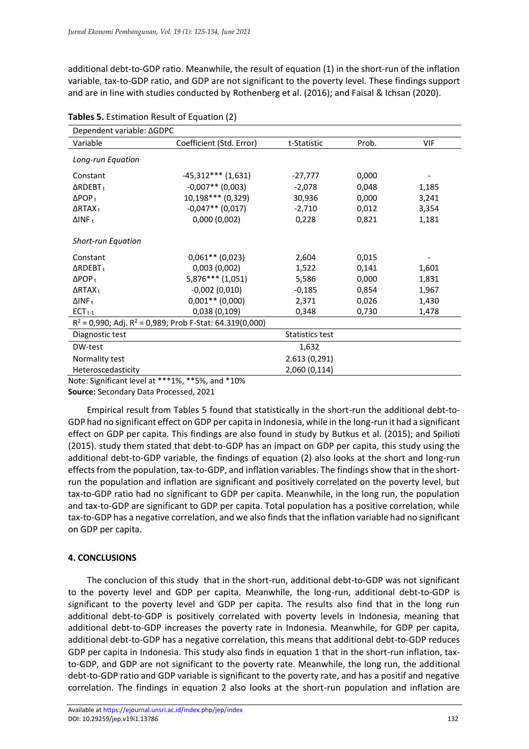additional debt-to-GDP ratio. Meanwhile, the result of equation (1) in the short-run of the inflation variable, tax-to-GDP ratio, and GDP are not significant to the poverty level. These findings support and are in line with studies conducted by Rothenberg et al. (2016); and Faisal & Ichsan (2020).

**Tables 5.** Estimation Result of Equation (2)

| Dependent variable: ΔGDPC | | | | |
|---|---|---|---|---|
| Variable | Coefficient (Std. Error) | t-Statistic | Prob. | VIF |
| *Long-run Equation* | | | | |
| Constant | -45,312*** (1,631) | -27,777 | 0,000 | - |
| $\Delta RDEBT_t$ | -0,007** (0,003) | -2,078 | 0,048 | 1,185 |
| $\Delta POP_t$ | 10,198*** (0,329) | 30,936 | 0,000 | 3,241 |
| $\Delta RTAX_t$ | -0,047** (0,017) | -2,710 | 0,012 | 3,354 |
| $\Delta INF_t$ | 0,000 (0,002) | 0,228 | 0,821 | 1,181 |
| *Short-run Equation* | | | | |
| Constant | 0,061** (0,023) | 2,604 | 0,015 | - |
| $\Delta RDEBT_t$ | 0,003 (0,002) | 1,522 | 0,141 | 1,601 |
| $\Delta POP_t$ | 5,876*** (1,051) | 5,586 | 0,000 | 1,831 |
| $\Delta RTAX_t$ | -0,002 (0,010) | -0,185 | 0,854 | 1,967 |
| $\Delta INF_t$ | 0,001** (0,000) | 2,371 | 0,026 | 1,430 |
| $ECT_{t-1}$ | 0,038 (0,109) | 0,348 | 0,730 | 1,478 |
| $R^2$ = 0,990; Adj. $R^2$ = 0,989; Prob F-Stat: 64.319(0,000) | | | | |
| Diagnostic test | | Statistics test | | |
| DW-test | | 1,632 | | |
| Normality test | | 2.613 (0,291) | | |
| Heteroscedasticity | | 2,060 (0,114) | | |

Note: Significant level at ***1%, **5%, and *10%

**Source:** Secondary Data Processed, 2021

Empirical result from Tables 5 found that statistically in the short-run the additional debt-to-GDP had no significant effect on GDP per capita in Indonesia, while in the long-run it had a significant effect on GDP per capita. This findings are also found in study by Butkus et al. (2015); and Spilioti (2015). study them stated that debt-to-GDP has an impact on GDP per capita, this study using the additional debt-to-GDP variable, the findings of equation (2) also looks at the short and long-run effects from the population, tax-to-GDP, and inflation variables. The findings show that in the short-run the population and inflation are significant and positively correlated on the poverty level, but tax-to-GDP ratio had no significant to GDP per capita. Meanwhile, in the long run, the population and tax-to-GDP are significant to GDP per capita. Total population has a positive correlation, while tax-to-GDP has a negative correlation, and we also finds that the inflation variable had no significant on GDP per capita.

## 4. CONCLUSIONS

The conclucion of this study that in the short-run, additional debt-to-GDP was not significant to the poverty level and GDP per capita. Meanwhile, the long-run, additional debt-to-GDP is significant to the poverty level and GDP per capita. The results also find that in the long run additional debt-to-GDP is positively correlated with poverty levels in Indonesia, meaning that additional debt-to-GDP increases the poverty rate in Indonesia. Meanwhile, for GDP per capita, additional debt-to-GDP has a negative correlation, this means that additional debt-to-GDP reduces GDP per capita in Indonesia. This study also finds in equation 1 that in the short-run inflation, tax-to-GDP, and GDP are not significant to the poverty rate. Meanwhile, the long run, the additional debt-to-GDP ratio and GDP variable is significant to the poverty rate, and has a positif and negative correlation. The findings in equation 2 also looks at the short-run population and inflation are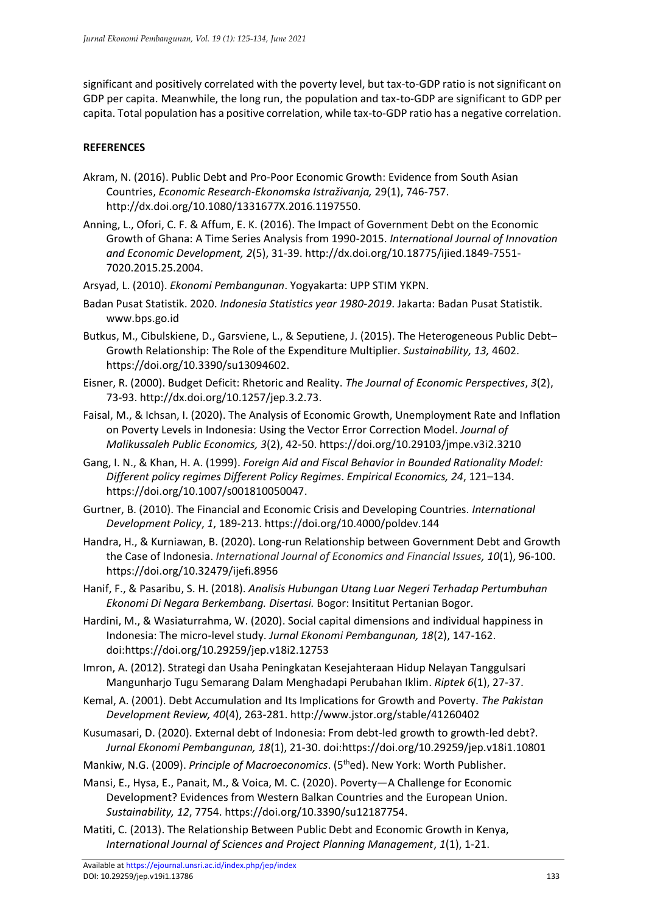significant and positively correlated with the poverty level, but tax-to-GDP ratio is not significant on GDP per capita. Meanwhile, the long run, the population and tax-to-GDP are significant to GDP per capita. Total population has a positive correlation, while tax-to-GDP ratio has a negative correlation.

**REFERENCES**

Akram, N. (2016). Public Debt and Pro-Poor Economic Growth: Evidence from South Asian Countries, *Economic Research-Ekonomska Istraživanja,* 29(1), 746-757. http://dx.doi.org/10.1080/1331677X.2016.1197550.

Anning, L., Ofori, C. F. & Affum, E. K. (2016). The Impact of Government Debt on the Economic Growth of Ghana: A Time Series Analysis from 1990-2015. *International Journal of Innovation and Economic Development, 2*(5), 31-39. http://dx.doi.org/10.18775/ijied.1849-7551-7020.2015.25.2004.

Arsyad, L. (2010). *Ekonomi Pembangunan*. Yogyakarta: UPP STIM YKPN.

Badan Pusat Statistik. 2020. *Indonesia Statistics year 1980-2019*. Jakarta: Badan Pusat Statistik. www.bps.go.id

Butkus, M., Cibulskiene, D., Garsviene, L., & Seputiene, J. (2015). The Heterogeneous Public Debt–Growth Relationship: The Role of the Expenditure Multiplier. *Sustainability, 13,* 4602. https://doi.org/10.3390/su13094602.

Eisner, R. (2000). Budget Deficit: Rhetoric and Reality. *The Journal of Economic Perspectives*, *3*(2), 73-93. http://dx.doi.org/10.1257/jep.3.2.73.

Faisal, M., & Ichsan, I. (2020). The Analysis of Economic Growth, Unemployment Rate and Inflation on Poverty Levels in Indonesia: Using the Vector Error Correction Model. *Journal of Malikussaleh Public Economics, 3*(2), 42-50. https://doi.org/10.29103/jmpe.v3i2.3210

Gang, I. N., & Khan, H. A. (1999). *Foreign Aid and Fiscal Behavior in Bounded Rationality Model: Different policy regimes Different Policy Regimes*. *Empirical Economics, 24*, 121–134. https://doi.org/10.1007/s001810050047.

Gurtner, B. (2010). The Financial and Economic Crisis and Developing Countries. *International Development Policy*, *1*, 189-213. https://doi.org/10.4000/poldev.144

Handra, H., & Kurniawan, B. (2020). Long-run Relationship between Government Debt and Growth the Case of Indonesia. *International Journal of Economics and Financial Issues, 10*(1), 96-100. https://doi.org/10.32479/ijefi.8956

Hanif, F., & Pasaribu, S. H. (2018). *Analisis Hubungan Utang Luar Negeri Terhadap Pertumbuhan Ekonomi Di Negara Berkembang. Disertasi.* Bogor: Insititut Pertanian Bogor.

Hardini, M., & Wasiaturrahma, W. (2020). Social capital dimensions and individual happiness in Indonesia: The micro-level study. *Jurnal Ekonomi Pembangunan, 18*(2), 147-162. doi:https://doi.org/10.29259/jep.v18i2.12753

Imron, A. (2012). Strategi dan Usaha Peningkatan Kesejahteraan Hidup Nelayan Tanggulsari Mangunharjo Tugu Semarang Dalam Menghadapi Perubahan Iklim. *Riptek 6*(1), 27-37.

Kemal, A. (2001). Debt Accumulation and Its Implications for Growth and Poverty. *The Pakistan Development Review, 40*(4), 263-281. http://www.jstor.org/stable/41260402

Kusumasari, D. (2020). External debt of Indonesia: From debt-led growth to growth-led debt?. *Jurnal Ekonomi Pembangunan, 18*(1), 21-30. doi:https://doi.org/10.29259/jep.v18i1.10801

Mankiw, N.G. (2009). *Principle of Macroeconomics*. (5th ed). New York: Worth Publisher.

Mansi, E., Hysa, E., Panait, M., & Voica, M. C. (2020). Poverty—A Challenge for Economic Development? Evidences from Western Balkan Countries and the European Union. *Sustainability, 12*, 7754. https://doi.org/10.3390/su12187754.

Matiti, C. (2013). The Relationship Between Public Debt and Economic Growth in Kenya, *International Journal of Sciences and Project Planning Management*, *1*(1), 1-21.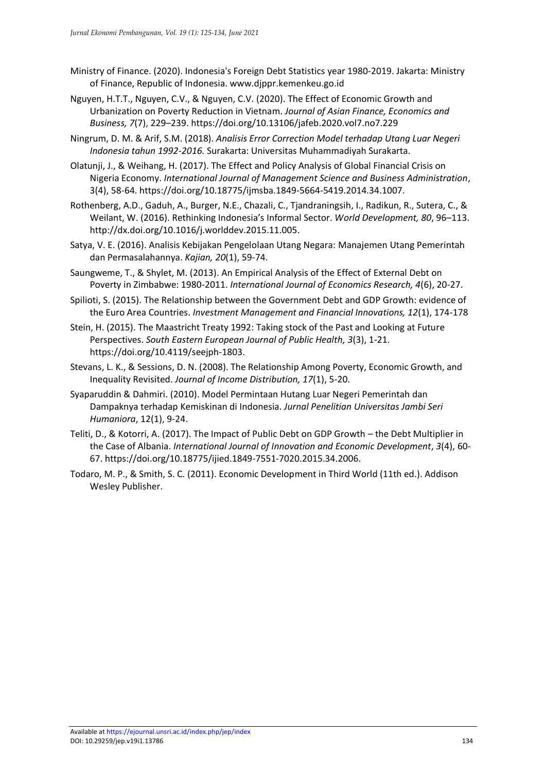Ministry of Finance. (2020). Indonesia's Foreign Debt Statistics year 1980-2019. Jakarta: Ministry of Finance, Republic of Indonesia. www.djppr.kemenkeu.go.id

Nguyen, H.T.T., Nguyen, C.V., & Nguyen, C.V. (2020). The Effect of Economic Growth and Urbanization on Poverty Reduction in Vietnam. *Journal of Asian Finance, Economics and Business, 7*(7), 229–239. https://doi.org/10.13106/jafeb.2020.vol7.no7.229

Ningrum, D. M. & Arif, S.M. (2018). *Analisis Error Correction Model terhadap Utang Luar Negeri Indonesia tahun 1992-2016.* Surakarta: Universitas Muhammadiyah Surakarta.

Olatunji, J., & Weihang, H. (2017). The Effect and Policy Analysis of Global Financial Crisis on Nigeria Economy. *International Journal of Management Science and Business Administration*, 3(4), 58-64. https://doi.org/10.18775/ijmsba.1849-5664-5419.2014.34.1007.

Rothenberg, A.D., Gaduh, A., Burger, N.E., Chazali, C., Tjandraningsih, I., Radikun, R., Sutera, C., & Weilant, W. (2016). Rethinking Indonesia's Informal Sector. *World Development, 80*, 96–113. http://dx.doi.org/10.1016/j.worlddev.2015.11.005.

Satya, V. E. (2016). Analisis Kebijakan Pengelolaan Utang Negara: Manajemen Utang Pemerintah dan Permasalahannya. *Kajian, 20*(1), 59-74.

Saungweme, T., & Shylet, M. (2013). An Empirical Analysis of the Effect of External Debt on Poverty in Zimbabwe: 1980-2011. *International Journal of Economics Research, 4*(6), 20-27.

Spilioti, S. (2015). The Relationship between the Government Debt and GDP Growth: evidence of the Euro Area Countries. *Investment Management and Financial Innovations, 12*(1), 174-178

Stein, H. (2015). The Maastricht Treaty 1992: Taking stock of the Past and Looking at Future Perspectives. *South Eastern European Journal of Public Health, 3*(3), 1-21. https://doi.org/10.4119/seejph-1803.

Stevans, L. K., & Sessions, D. N. (2008). The Relationship Among Poverty, Economic Growth, and Inequality Revisited. *Journal of Income Distribution, 17*(1), 5-20.

Syaparuddin & Dahmiri. (2010). Model Permintaan Hutang Luar Negeri Pemerintah dan Dampaknya terhadap Kemiskinan di Indonesia. *Jurnal Penelitian Universitas Jambi Seri Humaniora*, 12(1), 9-24.

Teliti, D., & Kotorri, A. (2017). The Impact of Public Debt on GDP Growth – the Debt Multiplier in the Case of Albania. *International Journal of Innovation and Economic Development*, *3*(4), 60-67. https://doi.org/10.18775/ijied.1849-7551-7020.2015.34.2006.

Todaro, M. P., & Smith, S. C. (2011). Economic Development in Third World (11th ed.). Addison Wesley Publisher.